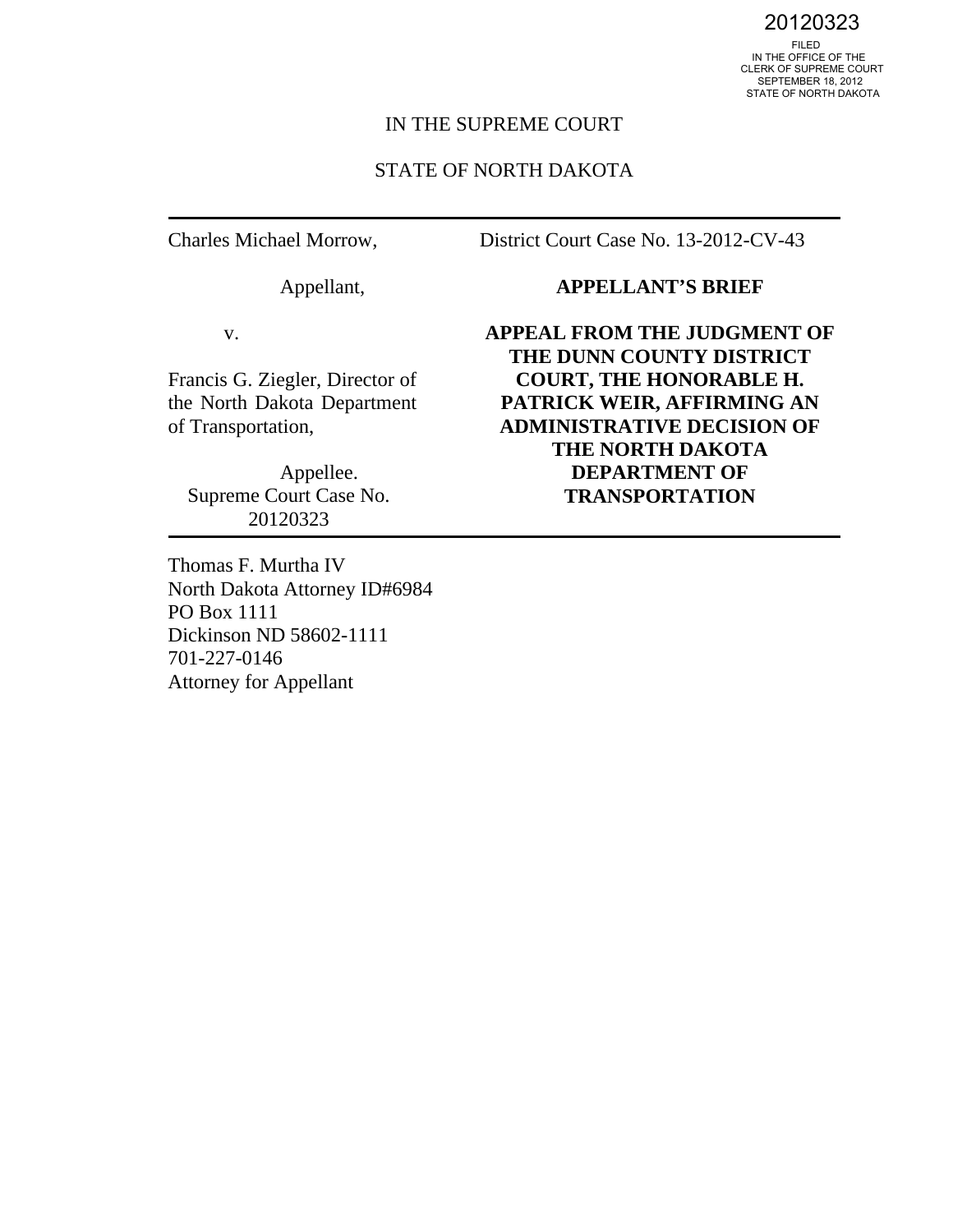20120323

FILED
IN THE OFFICE OF THE
CLERK OF SUPREME COURT
SEPTEMBER 18, 2012
STATE OF NORTH DAKOTA

IN THE SUPREME COURT

STATE OF NORTH DAKOTA

---

Charles Michael Morrow,

Appellant,

v.

Francis G. Ziegler, Director of the North Dakota Department of Transportation,

Appellee.

Supreme Court Case No. 20120323

District Court Case No. 13-2012-CV-43

**APPELLANT'S BRIEF**

**APPEAL FROM THE JUDGMENT OF THE DUNN COUNTY DISTRICT COURT, THE HONORABLE H. PATRICK WEIR, AFFIRMING AN ADMINISTRATIVE DECISION OF THE NORTH DAKOTA DEPARTMENT OF TRANSPORTATION**

---

Thomas F. Murtha IV
North Dakota Attorney ID#6984
PO Box 1111
Dickinson ND 58602-1111
701-227-0146
Attorney for Appellant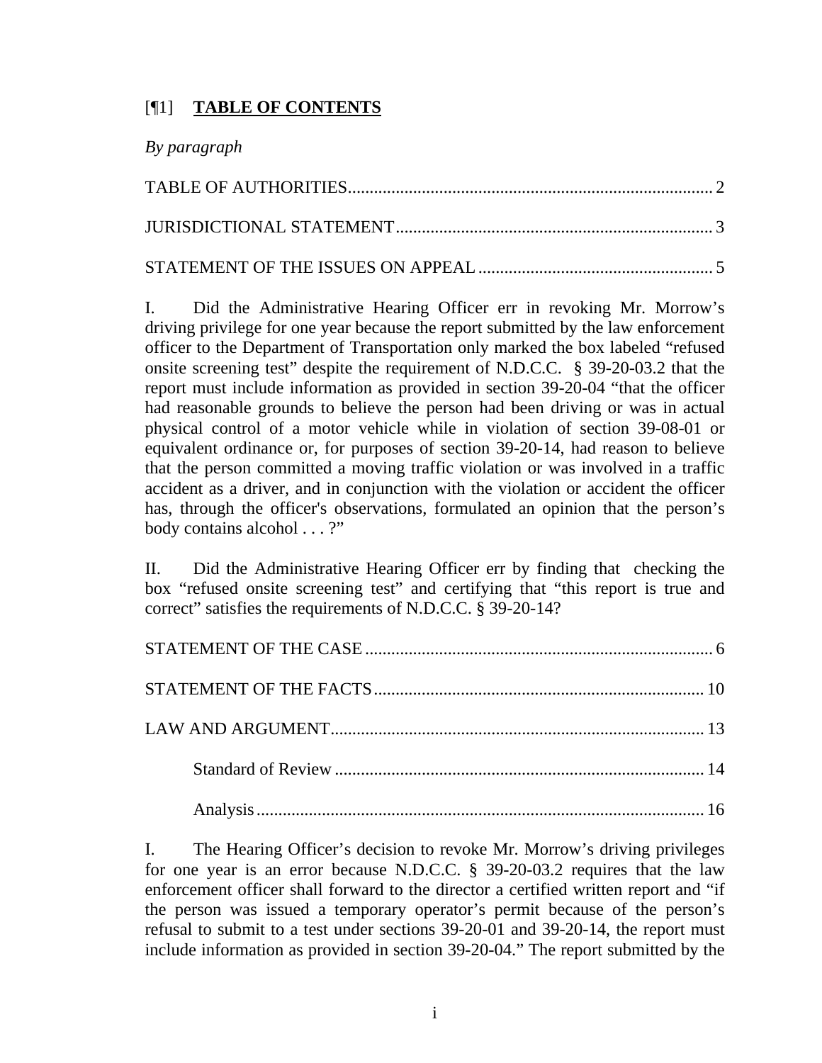[¶1] **TABLE OF CONTENTS**

*By paragraph*

TABLE OF AUTHORITIES........................................................................................ 2

JURISDICTIONAL STATEMENT.......................................................................... 3

STATEMENT OF THE ISSUES ON APPEAL ...................................................... 5

I. Did the Administrative Hearing Officer err in revoking Mr. Morrow's driving privilege for one year because the report submitted by the law enforcement officer to the Department of Transportation only marked the box labeled "refused onsite screening test" despite the requirement of N.D.C.C. § 39-20-03.2 that the report must include information as provided in section 39-20-04 "that the officer had reasonable grounds to believe the person had been driving or was in actual physical control of a motor vehicle while in violation of section 39-08-01 or equivalent ordinance or, for purposes of section 39-20-14, had reason to believe that the person committed a moving traffic violation or was involved in a traffic accident as a driver, and in conjunction with the violation or accident the officer has, through the officer's observations, formulated an opinion that the person's body contains alcohol . . . ?"

II. Did the Administrative Hearing Officer err by finding that checking the box "refused onsite screening test" and certifying that "this report is true and correct" satisfies the requirements of N.D.C.C. § 39-20-14?

STATEMENT OF THE CASE ................................................................................ 6

STATEMENT OF THE FACTS............................................................................ 10

LAW AND ARGUMENT..................................................................................... 13

Standard of Review ..................................................................................... 14

Analysis....................................................................................................... 16

I. The Hearing Officer's decision to revoke Mr. Morrow's driving privileges for one year is an error because N.D.C.C. § 39-20-03.2 requires that the law enforcement officer shall forward to the director a certified written report and "if the person was issued a temporary operator's permit because of the person's refusal to submit to a test under sections 39-20-01 and 39-20-14, the report must include information as provided in section 39-20-04." The report submitted by the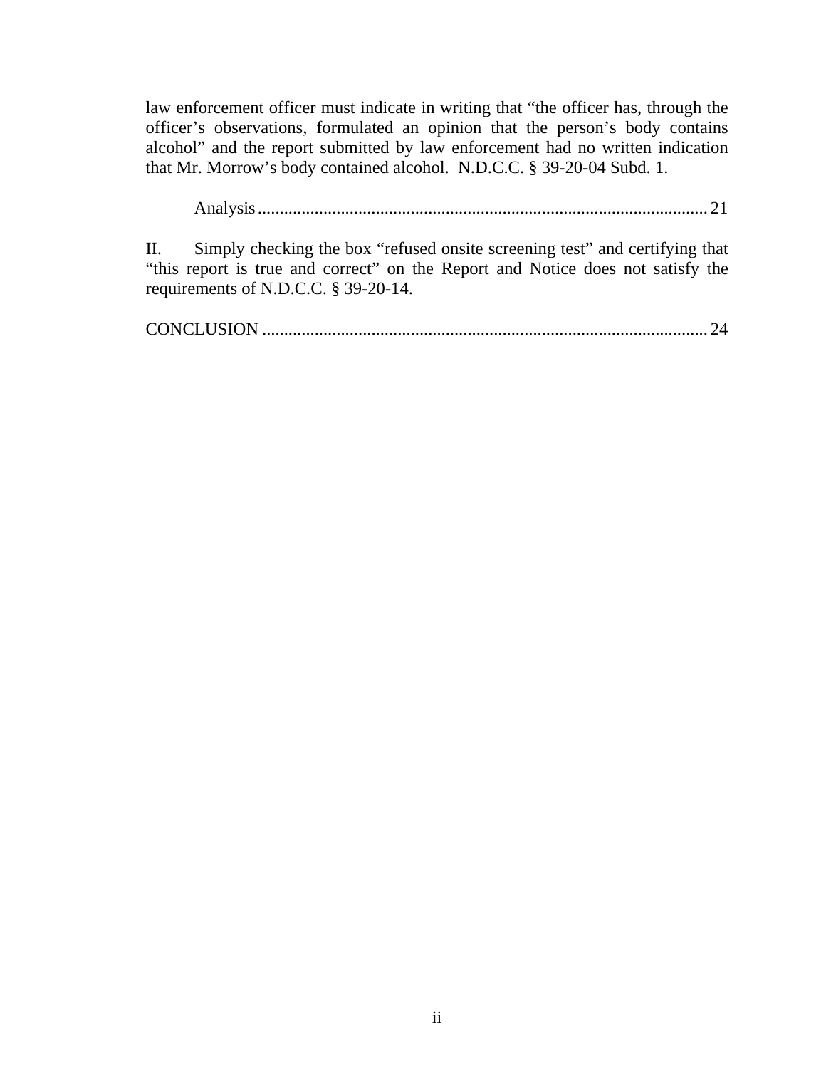law enforcement officer must indicate in writing that "the officer has, through the officer's observations, formulated an opinion that the person's body contains alcohol" and the report submitted by law enforcement had no written indication that Mr. Morrow's body contained alcohol. N.D.C.C. § 39-20-04 Subd. 1.

Analysis ........................................................................................................ 21

II. Simply checking the box "refused onsite screening test" and certifying that "this report is true and correct" on the Report and Notice does not satisfy the requirements of N.D.C.C. § 39-20-14.

CONCLUSION ..................................................................................................... 24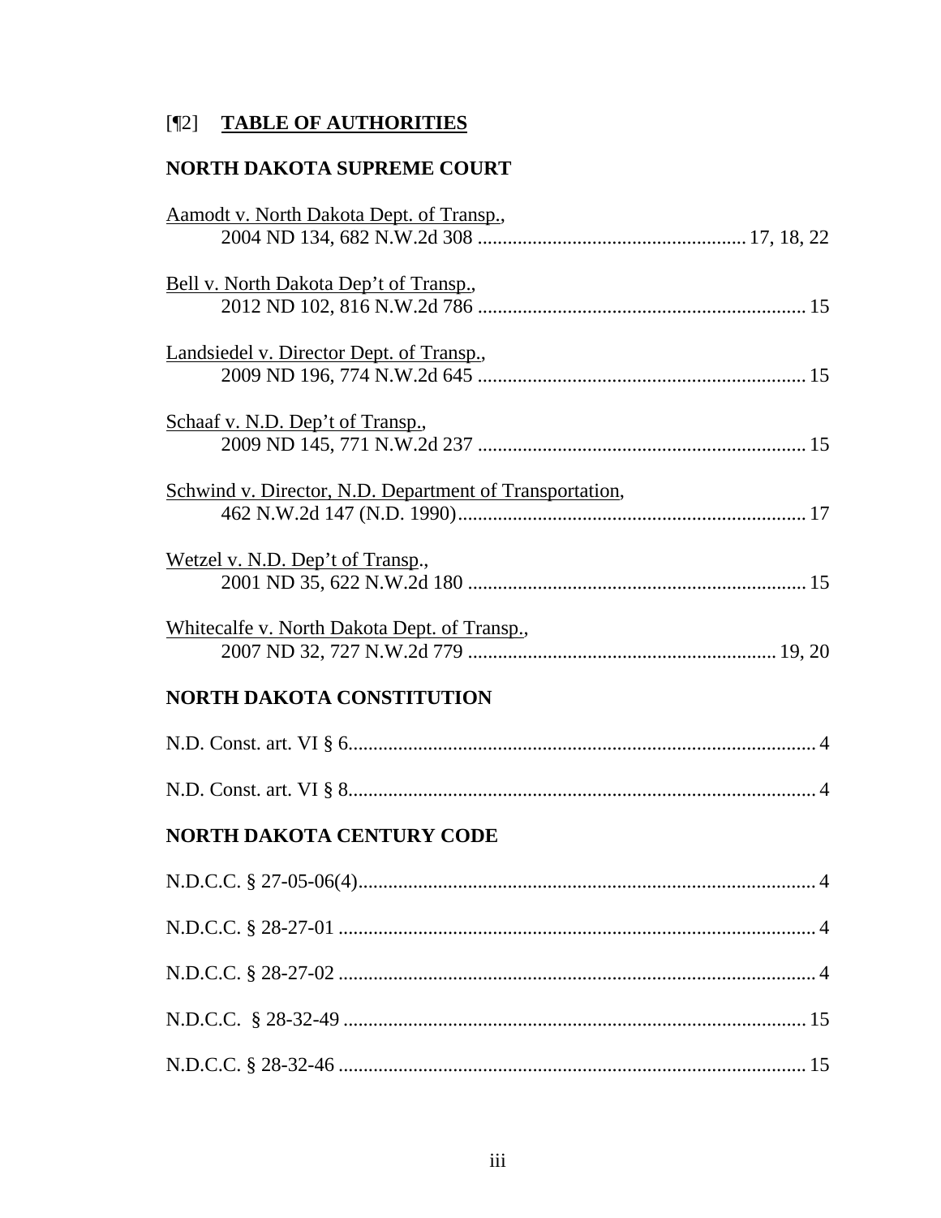[¶2] **TABLE OF AUTHORITIES**

**NORTH DAKOTA SUPREME COURT**

Aamodt v. North Dakota Dept. of Transp.,
2004 ND 134, 682 N.W.2d 308 .................................................... 17, 18, 22

Bell v. North Dakota Dep't of Transp.,
2012 ND 102, 816 N.W.2d 786 ................................................................ 15

Landsiedel v. Director Dept. of Transp.,
2009 ND 196, 774 N.W.2d 645 ................................................................ 15

Schaaf v. N.D. Dep't of Transp.,
2009 ND 145, 771 N.W.2d 237 ................................................................ 15

Schwind v. Director, N.D. Department of Transportation,
462 N.W.2d 147 (N.D. 1990)..................................................................... 17

Wetzel v. N.D. Dep't of Transp.,
2001 ND 35, 622 N.W.2d 180 .................................................................. 15

Whitecalfe v. North Dakota Dept. of Transp.,
2007 ND 32, 727 N.W.2d 779 ............................................................ 19, 20

**NORTH DAKOTA CONSTITUTION**

N.D. Const. art. VI § 6............................................................................................ 4

N.D. Const. art. VI § 8............................................................................................ 4

**NORTH DAKOTA CENTURY CODE**

N.D.C.C. § 27-05-06(4)........................................................................................... 4

N.D.C.C. § 28-27-01 ............................................................................................... 4

N.D.C.C. § 28-27-02 ............................................................................................... 4

N.D.C.C. § 28-32-49 ............................................................................................. 15

N.D.C.C. § 28-32-46 ............................................................................................. 15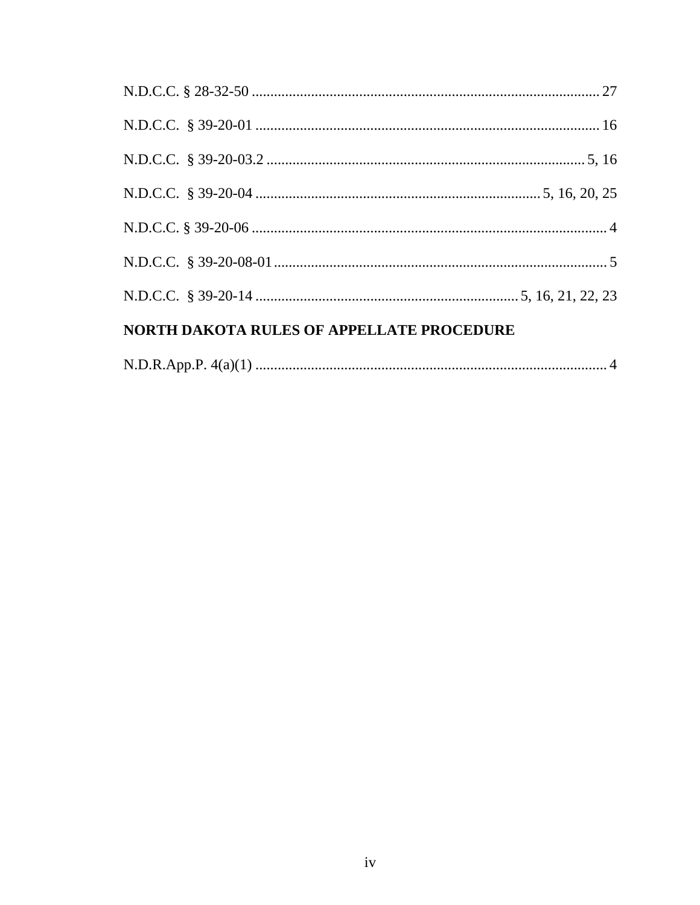N.D.C.C. § 28-32-50 .............................................................................................. 27

N.D.C.C. § 39-20-01 .............................................................................................. 16

N.D.C.C. § 39-20-03.2 ....................................................................................... 5, 16

N.D.C.C. § 39-20-04 .............................................................................. 5, 16, 20, 25

N.D.C.C. § 39-20-06 ................................................................................................ 4

N.D.C.C. § 39-20-08-01 .......................................................................................... 5

N.D.C.C. § 39-20-14 ........................................................................ 5, 16, 21, 22, 23

## NORTH DAKOTA RULES OF APPELLATE PROCEDURE

N.D.R.App.P. 4(a)(1) ............................................................................................... 4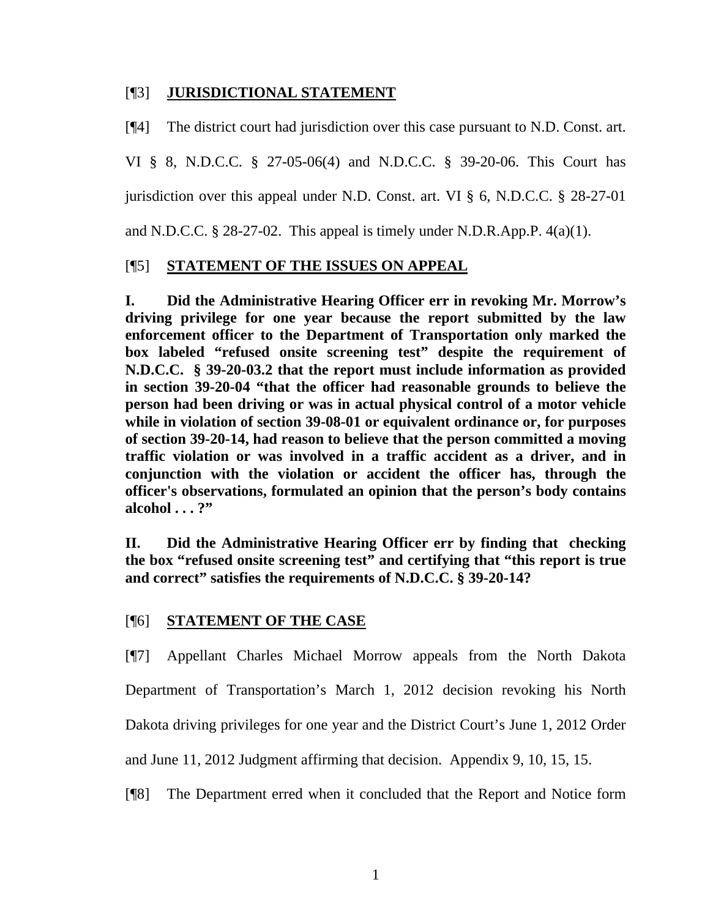[¶3] **JURISDICTIONAL STATEMENT**

[¶4] The district court had jurisdiction over this case pursuant to N.D. Const. art. VI § 8, N.D.C.C. § 27-05-06(4) and N.D.C.C. § 39-20-06. This Court has jurisdiction over this appeal under N.D. Const. art. VI § 6, N.D.C.C. § 28-27-01 and N.D.C.C. § 28-27-02. This appeal is timely under N.D.R.App.P. 4(a)(1).

[¶5] **STATEMENT OF THE ISSUES ON APPEAL**

**I. Did the Administrative Hearing Officer err in revoking Mr. Morrow's driving privilege for one year because the report submitted by the law enforcement officer to the Department of Transportation only marked the box labeled "refused onsite screening test" despite the requirement of N.D.C.C. § 39-20-03.2 that the report must include information as provided in section 39-20-04 "that the officer had reasonable grounds to believe the person had been driving or was in actual physical control of a motor vehicle while in violation of section 39-08-01 or equivalent ordinance or, for purposes of section 39-20-14, had reason to believe that the person committed a moving traffic violation or was involved in a traffic accident as a driver, and in conjunction with the violation or accident the officer has, through the officer's observations, formulated an opinion that the person's body contains alcohol . . . ?"**

**II. Did the Administrative Hearing Officer err by finding that checking the box "refused onsite screening test" and certifying that "this report is true and correct" satisfies the requirements of N.D.C.C. § 39-20-14?**

[¶6] **STATEMENT OF THE CASE**

[¶7] Appellant Charles Michael Morrow appeals from the North Dakota Department of Transportation's March 1, 2012 decision revoking his North Dakota driving privileges for one year and the District Court's June 1, 2012 Order and June 11, 2012 Judgment affirming that decision. Appendix 9, 10, 15, 15.

[¶8] The Department erred when it concluded that the Report and Notice form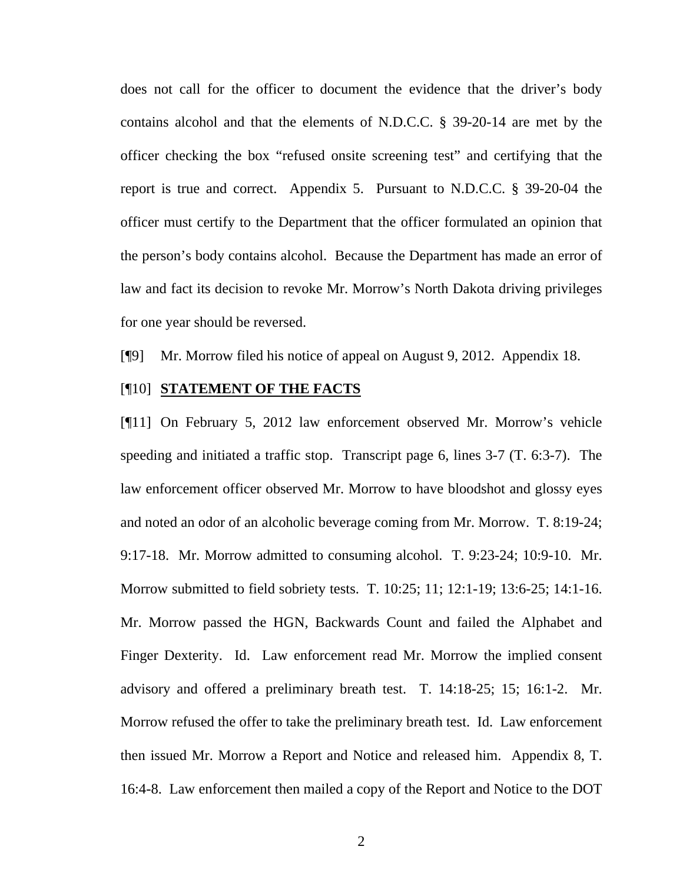does not call for the officer to document the evidence that the driver's body contains alcohol and that the elements of N.D.C.C. § 39-20-14 are met by the officer checking the box "refused onsite screening test" and certifying that the report is true and correct. Appendix 5. Pursuant to N.D.C.C. § 39-20-04 the officer must certify to the Department that the officer formulated an opinion that the person's body contains alcohol. Because the Department has made an error of law and fact its decision to revoke Mr. Morrow's North Dakota driving privileges for one year should be reversed.

[¶9] Mr. Morrow filed his notice of appeal on August 9, 2012. Appendix 18.

[¶10] **STATEMENT OF THE FACTS**

[¶11] On February 5, 2012 law enforcement observed Mr. Morrow's vehicle speeding and initiated a traffic stop. Transcript page 6, lines 3-7 (T. 6:3-7). The law enforcement officer observed Mr. Morrow to have bloodshot and glossy eyes and noted an odor of an alcoholic beverage coming from Mr. Morrow. T. 8:19-24; 9:17-18. Mr. Morrow admitted to consuming alcohol. T. 9:23-24; 10:9-10. Mr. Morrow submitted to field sobriety tests. T. 10:25; 11; 12:1-19; 13:6-25; 14:1-16. Mr. Morrow passed the HGN, Backwards Count and failed the Alphabet and Finger Dexterity. Id. Law enforcement read Mr. Morrow the implied consent advisory and offered a preliminary breath test. T. 14:18-25; 15; 16:1-2. Mr. Morrow refused the offer to take the preliminary breath test. Id. Law enforcement then issued Mr. Morrow a Report and Notice and released him. Appendix 8, T. 16:4-8. Law enforcement then mailed a copy of the Report and Notice to the DOT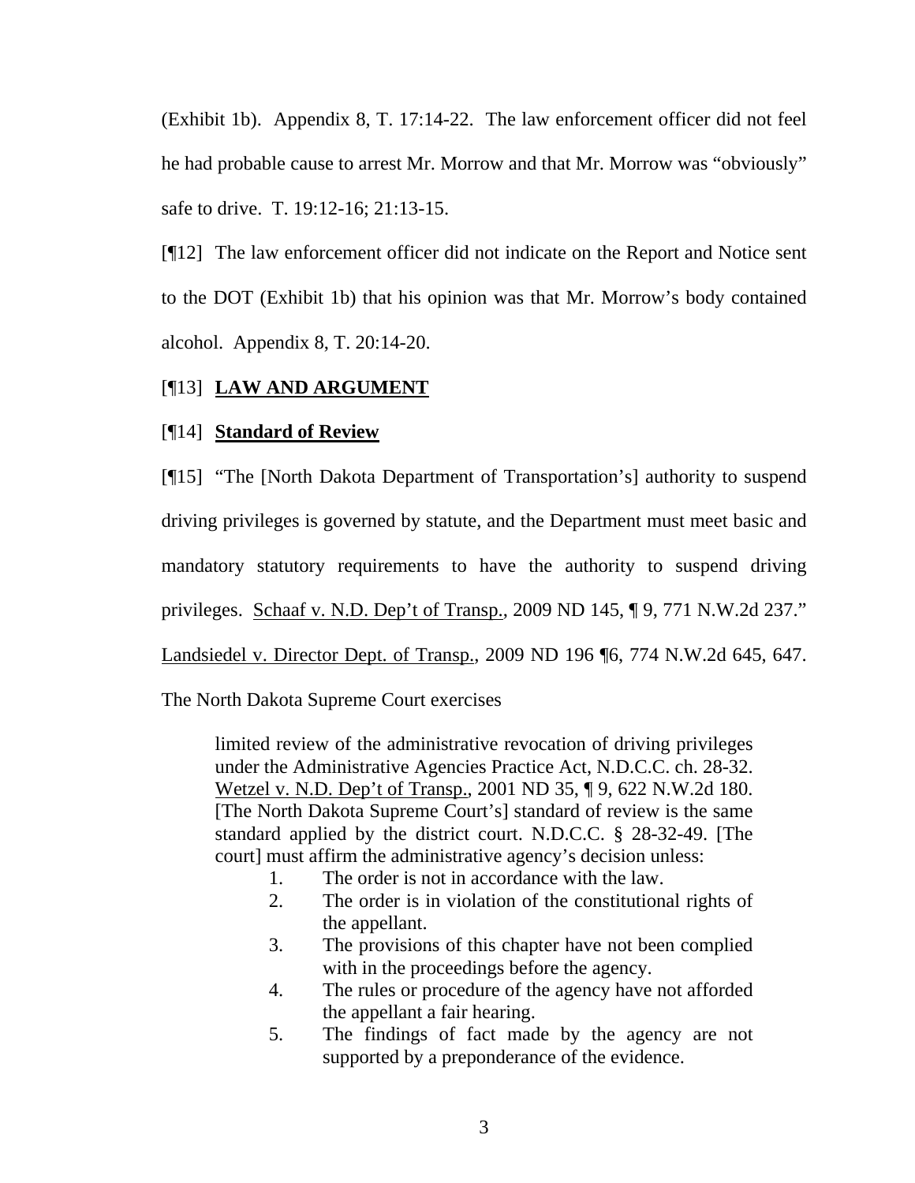(Exhibit 1b). Appendix 8, T. 17:14-22. The law enforcement officer did not feel he had probable cause to arrest Mr. Morrow and that Mr. Morrow was "obviously" safe to drive. T. 19:12-16; 21:13-15.

[¶12] The law enforcement officer did not indicate on the Report and Notice sent to the DOT (Exhibit 1b) that his opinion was that Mr. Morrow's body contained alcohol. Appendix 8, T. 20:14-20.

[¶13] **LAW AND ARGUMENT**

[¶14] **Standard of Review**

[¶15] "The [North Dakota Department of Transportation's] authority to suspend driving privileges is governed by statute, and the Department must meet basic and mandatory statutory requirements to have the authority to suspend driving privileges. Schaaf v. N.D. Dep't of Transp., 2009 ND 145, ¶ 9, 771 N.W.2d 237." Landsiedel v. Director Dept. of Transp., 2009 ND 196 ¶6, 774 N.W.2d 645, 647. The North Dakota Supreme Court exercises

> limited review of the administrative revocation of driving privileges under the Administrative Agencies Practice Act, N.D.C.C. ch. 28-32. Wetzel v. N.D. Dep't of Transp., 2001 ND 35, ¶ 9, 622 N.W.2d 180. [The North Dakota Supreme Court's] standard of review is the same standard applied by the district court. N.D.C.C. § 28-32-49. [The court] must affirm the administrative agency's decision unless:
>
> 1. The order is not in accordance with the law.
> 2. The order is in violation of the constitutional rights of the appellant.
> 3. The provisions of this chapter have not been complied with in the proceedings before the agency.
> 4. The rules or procedure of the agency have not afforded the appellant a fair hearing.
> 5. The findings of fact made by the agency are not supported by a preponderance of the evidence.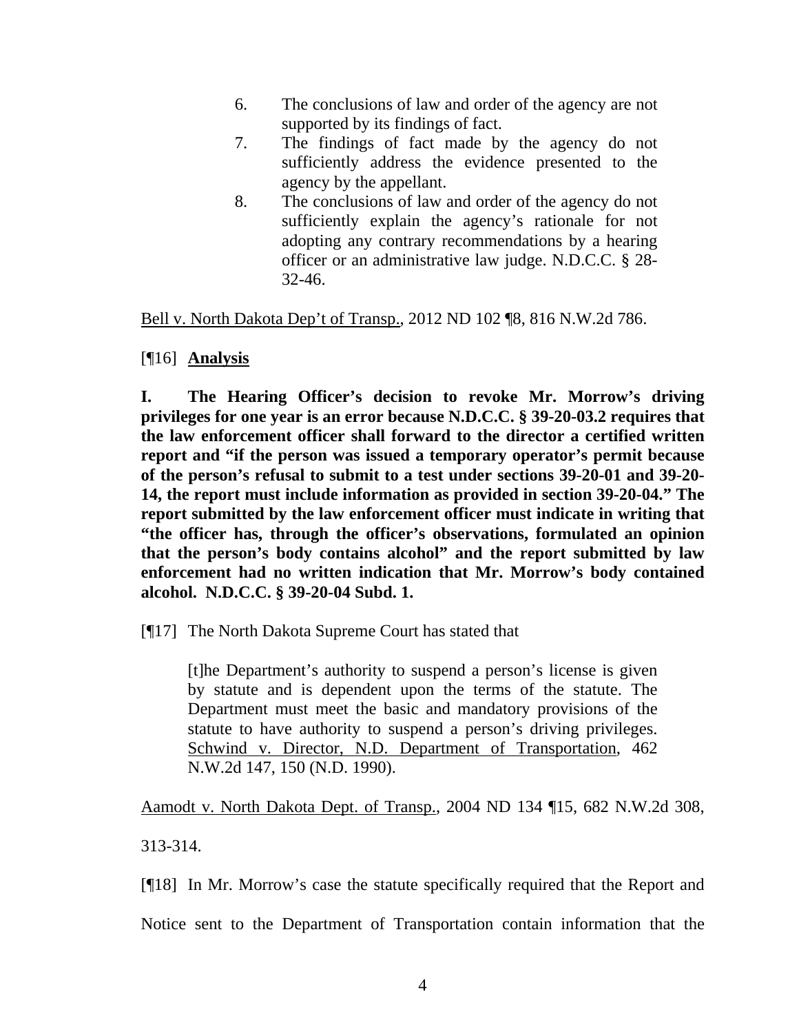6. The conclusions of law and order of the agency are not supported by its findings of fact.
7. The findings of fact made by the agency do not sufficiently address the evidence presented to the agency by the appellant.
8. The conclusions of law and order of the agency do not sufficiently explain the agency's rationale for not adopting any contrary recommendations by a hearing officer or an administrative law judge. N.D.C.C. § 28-32-46.

Bell v. North Dakota Dep't of Transp., 2012 ND 102 ¶8, 816 N.W.2d 786.

[¶16] **Analysis**

**I. The Hearing Officer's decision to revoke Mr. Morrow's driving privileges for one year is an error because N.D.C.C. § 39-20-03.2 requires that the law enforcement officer shall forward to the director a certified written report and "if the person was issued a temporary operator's permit because of the person's refusal to submit to a test under sections 39-20-01 and 39-20-14, the report must include information as provided in section 39-20-04." The report submitted by the law enforcement officer must indicate in writing that "the officer has, through the officer's observations, formulated an opinion that the person's body contains alcohol" and the report submitted by law enforcement had no written indication that Mr. Morrow's body contained alcohol. N.D.C.C. § 39-20-04 Subd. 1.**

[¶17] The North Dakota Supreme Court has stated that

> [t]he Department's authority to suspend a person's license is given by statute and is dependent upon the terms of the statute. The Department must meet the basic and mandatory provisions of the statute to have authority to suspend a person's driving privileges. Schwind v. Director, N.D. Department of Transportation, 462 N.W.2d 147, 150 (N.D. 1990).

Aamodt v. North Dakota Dept. of Transp., 2004 ND 134 ¶15, 682 N.W.2d 308, 313-314.

[¶18] In Mr. Morrow's case the statute specifically required that the Report and Notice sent to the Department of Transportation contain information that the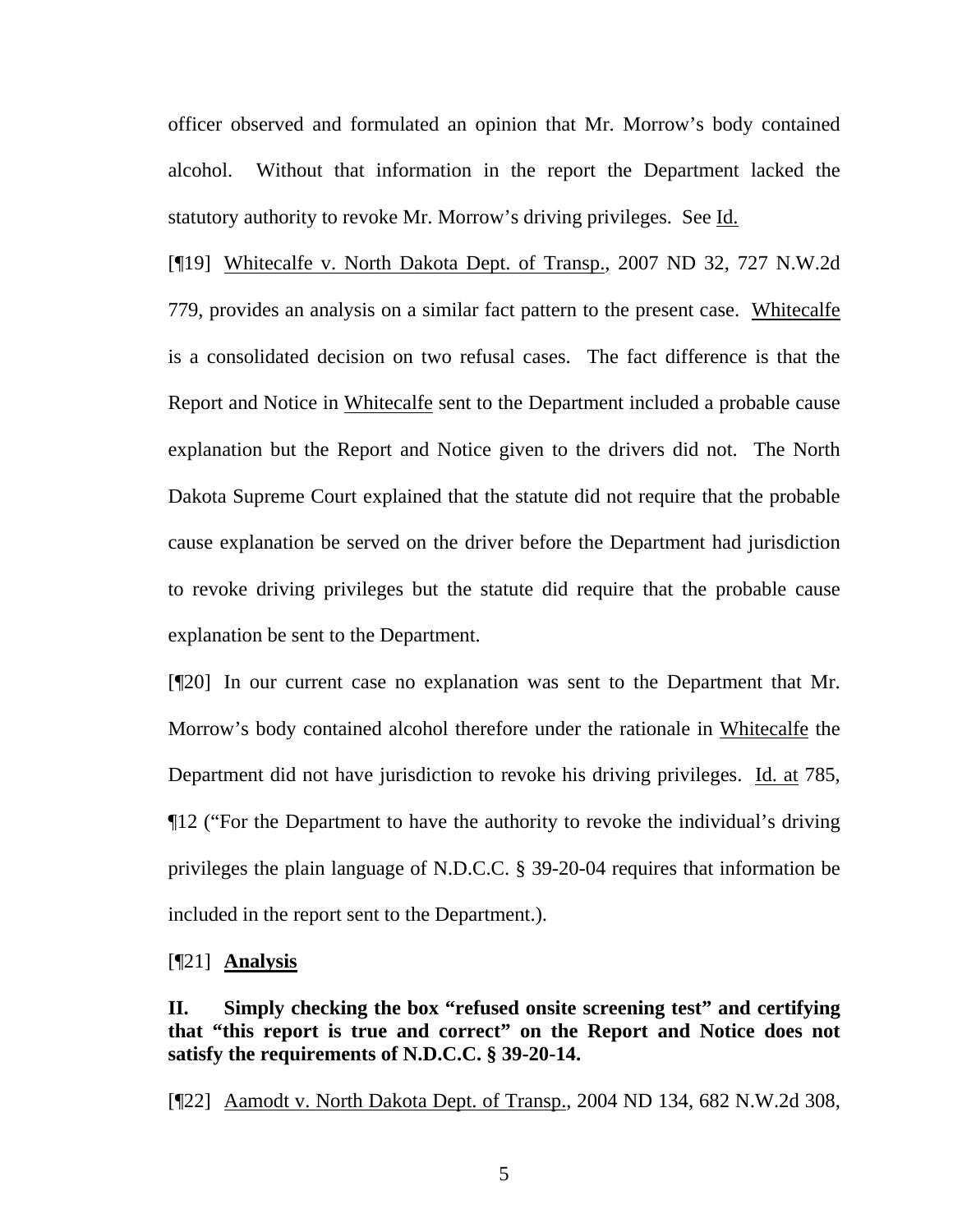officer observed and formulated an opinion that Mr. Morrow's body contained alcohol. Without that information in the report the Department lacked the statutory authority to revoke Mr. Morrow's driving privileges. See Id.

[¶19] Whitecalfe v. North Dakota Dept. of Transp., 2007 ND 32, 727 N.W.2d 779, provides an analysis on a similar fact pattern to the present case. Whitecalfe is a consolidated decision on two refusal cases. The fact difference is that the Report and Notice in Whitecalfe sent to the Department included a probable cause explanation but the Report and Notice given to the drivers did not. The North Dakota Supreme Court explained that the statute did not require that the probable cause explanation be served on the driver before the Department had jurisdiction to revoke driving privileges but the statute did require that the probable cause explanation be sent to the Department.

[¶20] In our current case no explanation was sent to the Department that Mr. Morrow's body contained alcohol therefore under the rationale in Whitecalfe the Department did not have jurisdiction to revoke his driving privileges. Id. at 785, ¶12 ("For the Department to have the authority to revoke the individual's driving privileges the plain language of N.D.C.C. § 39-20-04 requires that information be included in the report sent to the Department.).

[¶21] **Analysis**

**II. Simply checking the box "refused onsite screening test" and certifying that "this report is true and correct" on the Report and Notice does not satisfy the requirements of N.D.C.C. § 39-20-14.**

[¶22] Aamodt v. North Dakota Dept. of Transp., 2004 ND 134, 682 N.W.2d 308,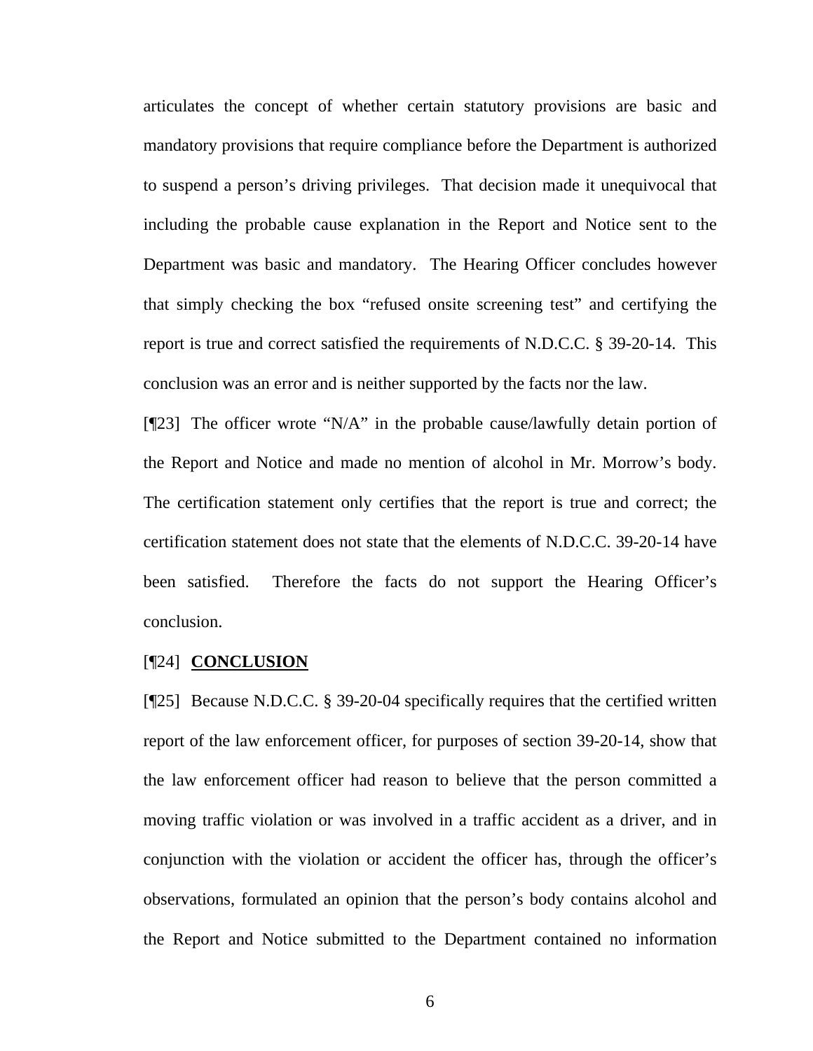articulates the concept of whether certain statutory provisions are basic and mandatory provisions that require compliance before the Department is authorized to suspend a person's driving privileges. That decision made it unequivocal that including the probable cause explanation in the Report and Notice sent to the Department was basic and mandatory. The Hearing Officer concludes however that simply checking the box "refused onsite screening test" and certifying the report is true and correct satisfied the requirements of N.D.C.C. § 39-20-14. This conclusion was an error and is neither supported by the facts nor the law.

[¶23] The officer wrote "N/A" in the probable cause/lawfully detain portion of the Report and Notice and made no mention of alcohol in Mr. Morrow's body. The certification statement only certifies that the report is true and correct; the certification statement does not state that the elements of N.D.C.C. 39-20-14 have been satisfied. Therefore the facts do not support the Hearing Officer's conclusion.

[¶24] **CONCLUSION**

[¶25] Because N.D.C.C. § 39-20-04 specifically requires that the certified written report of the law enforcement officer, for purposes of section 39-20-14, show that the law enforcement officer had reason to believe that the person committed a moving traffic violation or was involved in a traffic accident as a driver, and in conjunction with the violation or accident the officer has, through the officer's observations, formulated an opinion that the person's body contains alcohol and the Report and Notice submitted to the Department contained no information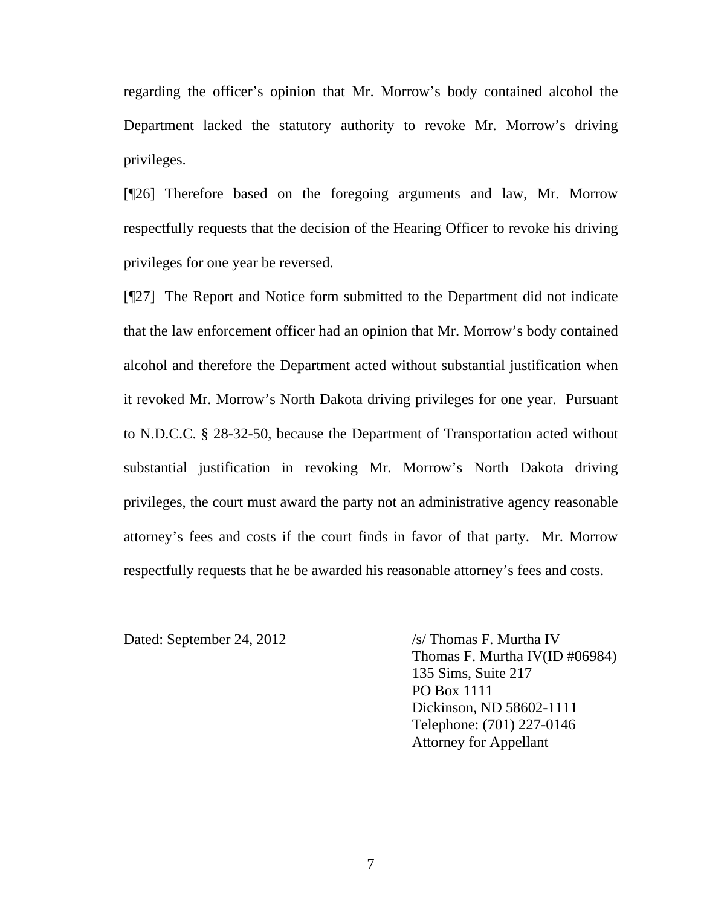regarding the officer's opinion that Mr. Morrow's body contained alcohol the Department lacked the statutory authority to revoke Mr. Morrow's driving privileges.

[¶26] Therefore based on the foregoing arguments and law, Mr. Morrow respectfully requests that the decision of the Hearing Officer to revoke his driving privileges for one year be reversed.

[¶27] The Report and Notice form submitted to the Department did not indicate that the law enforcement officer had an opinion that Mr. Morrow's body contained alcohol and therefore the Department acted without substantial justification when it revoked Mr. Morrow's North Dakota driving privileges for one year. Pursuant to N.D.C.C. § 28-32-50, because the Department of Transportation acted without substantial justification in revoking Mr. Morrow's North Dakota driving privileges, the court must award the party not an administrative agency reasonable attorney's fees and costs if the court finds in favor of that party. Mr. Morrow respectfully requests that he be awarded his reasonable attorney's fees and costs.

Dated: September 24, 2012

/s/ Thomas F. Murtha IV
Thomas F. Murtha IV(ID #06984)
135 Sims, Suite 217
PO Box 1111
Dickinson, ND 58602-1111
Telephone: (701) 227-0146
Attorney for Appellant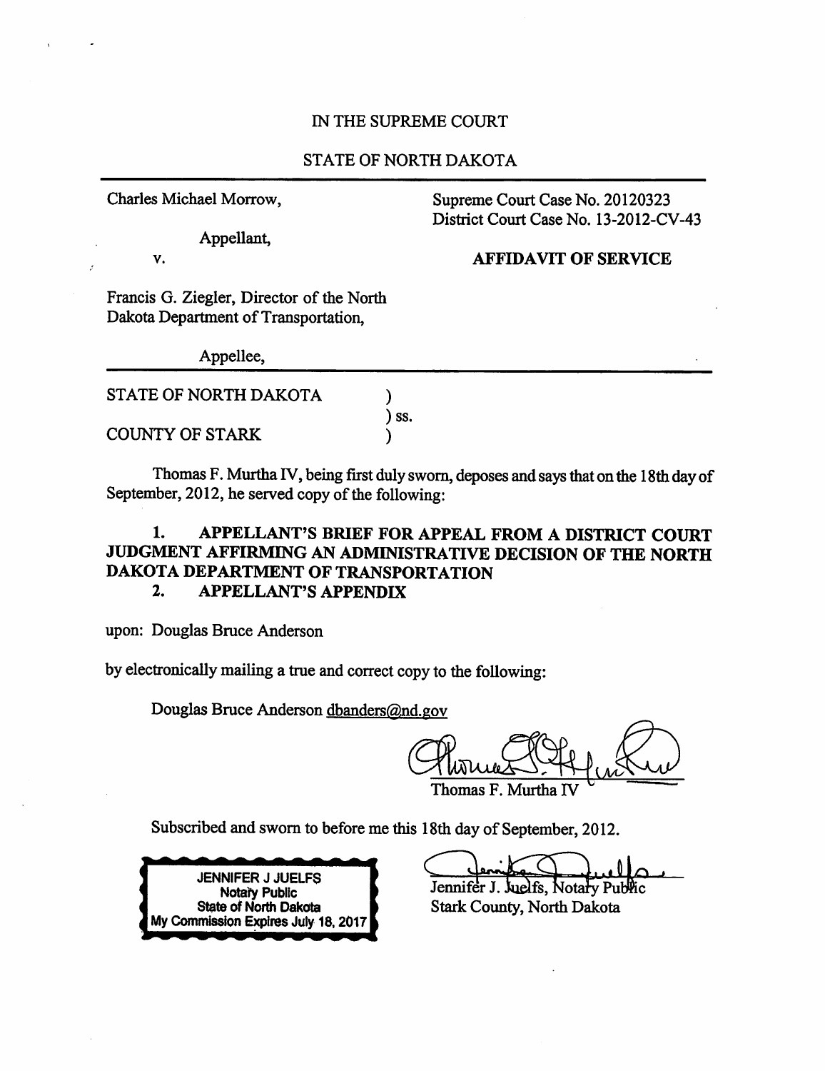IN THE SUPREME COURT

STATE OF NORTH DAKOTA

| | |
|---|---|
| Charles Michael Morrow, | Supreme Court Case No. 20120323 |
| | District Court Case No. 13-2012-CV-43 |
| Appellant, | |
| v. | **AFFIDAVIT OF SERVICE** |
| Francis G. Ziegler, Director of the North Dakota Department of Transportation, | |
| Appellee, | |

STATE OF NORTH DAKOTA )
) ss.
COUNTY OF STARK )

Thomas F. Murtha IV, being first duly sworn, deposes and says that on the 18th day of September, 2012, he served copy of the following:

**1. APPELLANT'S BRIEF FOR APPEAL FROM A DISTRICT COURT JUDGMENT AFFIRMING AN ADMINISTRATIVE DECISION OF THE NORTH DAKOTA DEPARTMENT OF TRANSPORTATION**

**2. APPELLANT'S APPENDIX**

upon: Douglas Bruce Anderson

by electronically mailing a true and correct copy to the following:

Douglas Bruce Anderson dbanders@nd.gov

Thomas F. Murtha IV

Subscribed and sworn to before me this 18th day of September, 2012.

JENNIFER J JUELFS
Notary Public
State of North Dakota
My Commission Expires July 18, 2017

Jennifer J. Juelfs, Notary Public
Stark County, North Dakota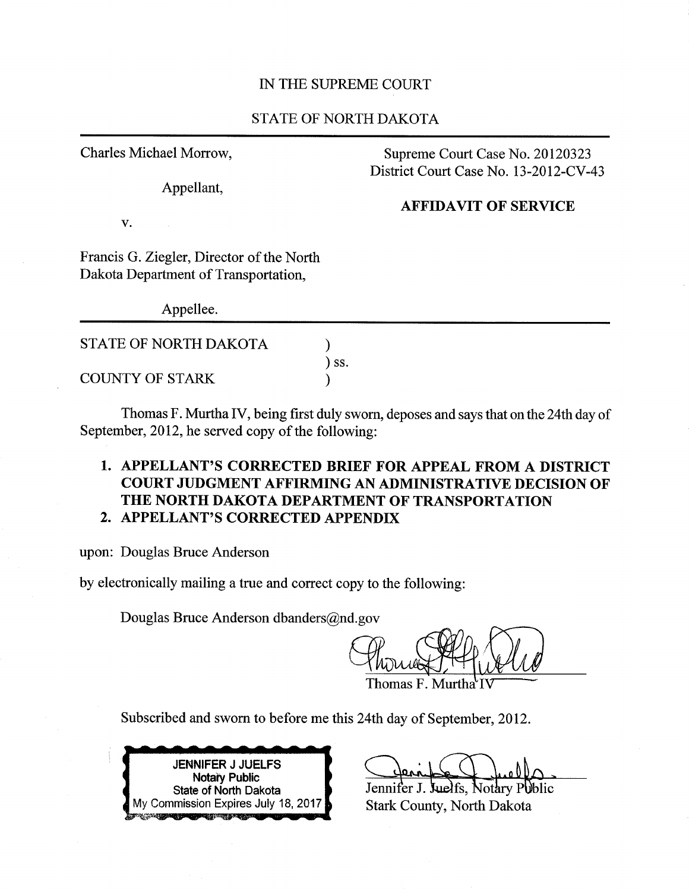IN THE SUPREME COURT

STATE OF NORTH DAKOTA

| | |
|---|---|
| Charles Michael Morrow,<br><br>Appellant,<br><br>v.<br><br>Francis G. Ziegler, Director of the North Dakota Department of Transportation,<br><br>Appellee. | Supreme Court Case No. 20120323<br>District Court Case No. 13-2012-CV-43<br><br>**AFFIDAVIT OF SERVICE** |

STATE OF NORTH DAKOTA )
) ss.
COUNTY OF STARK )

Thomas F. Murtha IV, being first duly sworn, deposes and says that on the 24th day of September, 2012, he served copy of the following:

1. **APPELLANT'S CORRECTED BRIEF FOR APPEAL FROM A DISTRICT COURT JUDGMENT AFFIRMING AN ADMINISTRATIVE DECISION OF THE NORTH DAKOTA DEPARTMENT OF TRANSPORTATION**
2. **APPELLANT'S CORRECTED APPENDIX**

upon: Douglas Bruce Anderson

by electronically mailing a true and correct copy to the following:

Douglas Bruce Anderson dbanders@nd.gov

Thomas F. Murtha IV

Subscribed and sworn to before me this 24th day of September, 2012.

JENNIFER J JUELFS
Notary Public
State of North Dakota
My Commission Expires July 18, 2017

Jennifer J. Juelfs, Notary Public
Stark County, North Dakota